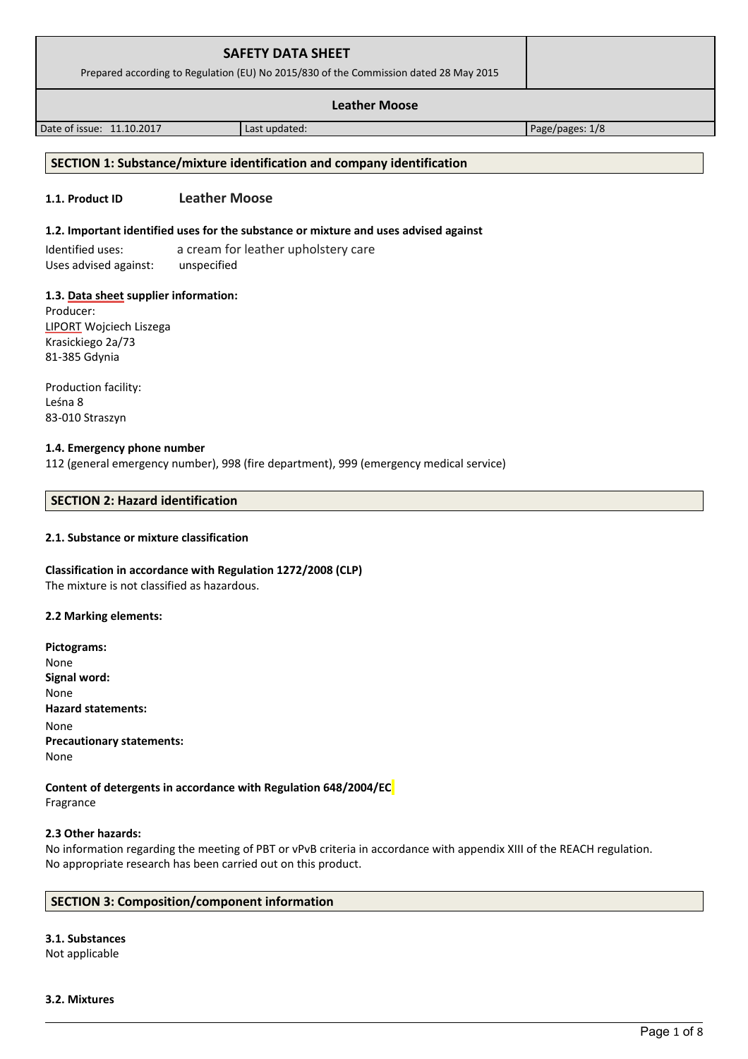| SAFETY DATA SHEET<br>Prepared according to Regulation (EU) No 2015/830 of the Commission dated 28 May 2015 | | |
|---|---|---|
| **Leather Moose** | | |
| Date of issue: 11.10.2017 | Last updated: | Page/pages: 1/8 |

## SECTION 1: Substance/mixture identification and company identification

**1.1. Product ID** **Leather Moose**

**1.2. Important identified uses for the substance or mixture and uses advised against**

Identified uses: a cream for leather upholstery care
Uses advised against: unspecified

**1.3. Data sheet supplier information:**

Producer:
LIPORT Wojciech Liszega
Krasickiego 2a/73
81-385 Gdynia

Production facility:
Leśna 8
83-010 Straszyn

**1.4. Emergency phone number**

112 (general emergency number), 998 (fire department), 999 (emergency medical service)

## SECTION 2: Hazard identification

**2.1. Substance or mixture classification**

**Classification in accordance with Regulation 1272/2008 (CLP)**
The mixture is not classified as hazardous.

**2.2 Marking elements:**

**Pictograms:**
None
**Signal word:**
None
**Hazard statements:**
None
**Precautionary statements:**
None

**Content of detergents in accordance with Regulation 648/2004/EC**
Fragrance

**2.3 Other hazards:**
No information regarding the meeting of PBT or vPvB criteria in accordance with appendix XIII of the REACH regulation.
No appropriate research has been carried out on this product.

## SECTION 3: Composition/component information

**3.1. Substances**
Not applicable

**3.2. Mixtures**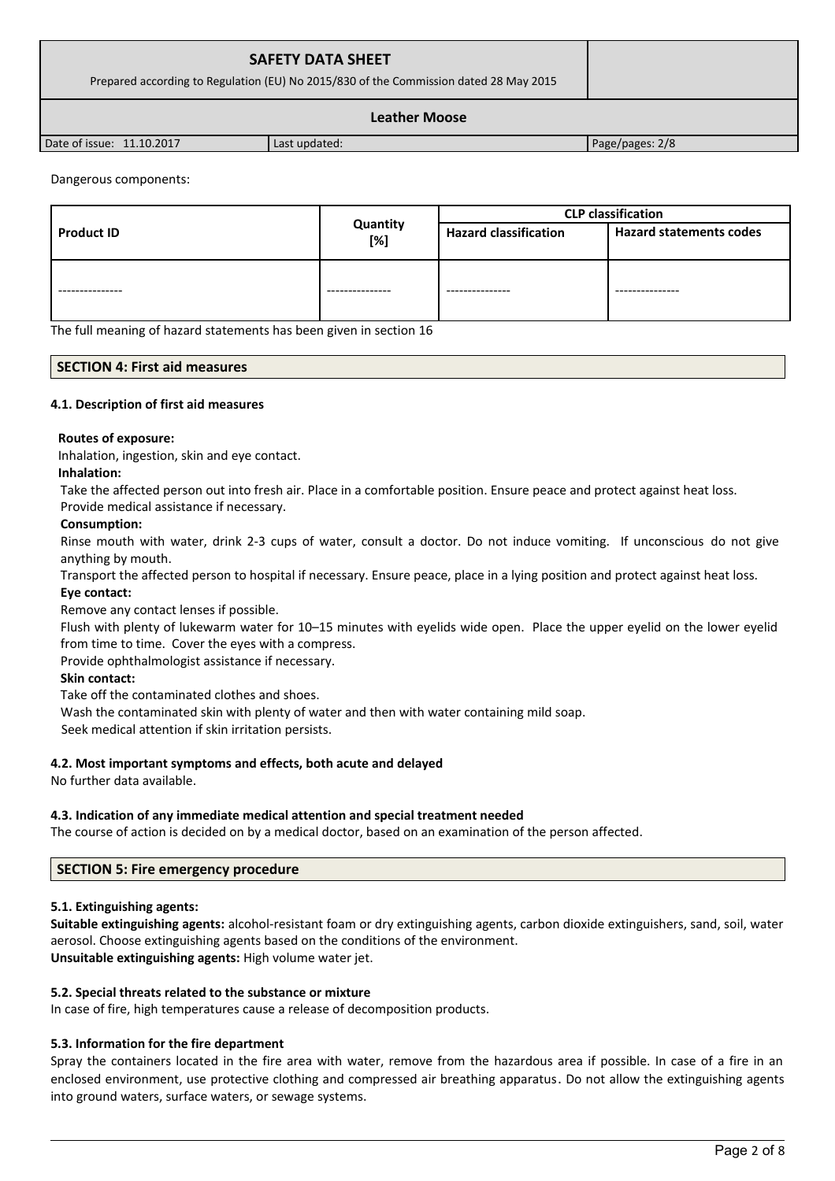Dangerous components:

| Product ID | Quantity [%] | CLP classification | |
|---|---|---|---|
| | | Hazard classification | Hazard statements codes |
| --------------- | --------------- | --------------- | --------------- |

The full meaning of hazard statements has been given in section 16

## SECTION 4: First aid measures

### 4.1. Description of first aid measures

**Routes of exposure:**

Inhalation, ingestion, skin and eye contact.

**Inhalation:**

Take the affected person out into fresh air. Place in a comfortable position. Ensure peace and protect against heat loss. Provide medical assistance if necessary.

**Consumption:**

Rinse mouth with water, drink 2-3 cups of water, consult a doctor. Do not induce vomiting. If unconscious do not give anything by mouth.

Transport the affected person to hospital if necessary. Ensure peace, place in a lying position and protect against heat loss.

**Eye contact:**

Remove any contact lenses if possible.

Flush with plenty of lukewarm water for 10–15 minutes with eyelids wide open. Place the upper eyelid on the lower eyelid from time to time. Cover the eyes with a compress.

Provide ophthalmologist assistance if necessary.

**Skin contact:**

Take off the contaminated clothes and shoes.

Wash the contaminated skin with plenty of water and then with water containing mild soap.

Seek medical attention if skin irritation persists.

### 4.2. Most important symptoms and effects, both acute and delayed

No further data available.

### 4.3. Indication of any immediate medical attention and special treatment needed

The course of action is decided on by a medical doctor, based on an examination of the person affected.

## SECTION 5: Fire emergency procedure

### 5.1. Extinguishing agents:

**Suitable extinguishing agents:** alcohol-resistant foam or dry extinguishing agents, carbon dioxide extinguishers, sand, soil, water aerosol. Choose extinguishing agents based on the conditions of the environment.

**Unsuitable extinguishing agents:** High volume water jet.

### 5.2. Special threats related to the substance or mixture

In case of fire, high temperatures cause a release of decomposition products.

### 5.3. Information for the fire department

Spray the containers located in the fire area with water, remove from the hazardous area if possible. In case of a fire in an enclosed environment, use protective clothing and compressed air breathing apparatus. Do not allow the extinguishing agents into ground waters, surface waters, or sewage systems.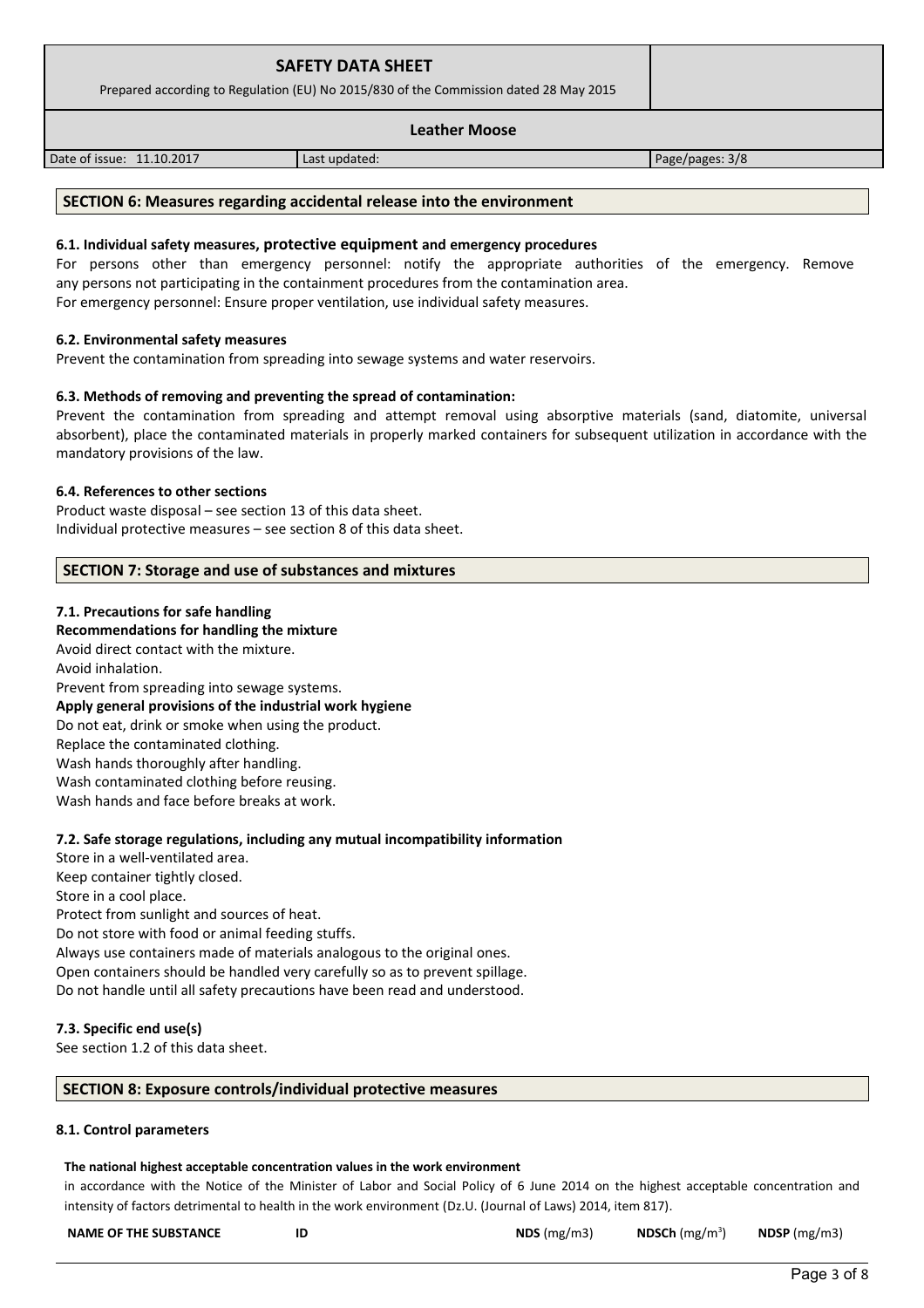## SECTION 6: Measures regarding accidental release into the environment

### 6.1. Individual safety measures, protective equipment and emergency procedures

For persons other than emergency personnel: notify the appropriate authorities of the emergency. Remove any persons not participating in the containment procedures from the contamination area.
For emergency personnel: Ensure proper ventilation, use individual safety measures.

### 6.2. Environmental safety measures

Prevent the contamination from spreading into sewage systems and water reservoirs.

### 6.3. Methods of removing and preventing the spread of contamination:

Prevent the contamination from spreading and attempt removal using absorptive materials (sand, diatomite, universal absorbent), place the contaminated materials in properly marked containers for subsequent utilization in accordance with the mandatory provisions of the law.

### 6.4. References to other sections

Product waste disposal – see section 13 of this data sheet.
Individual protective measures – see section 8 of this data sheet.

## SECTION 7: Storage and use of substances and mixtures

### 7.1. Precautions for safe handling

**Recommendations for handling the mixture**

Avoid direct contact with the mixture.
Avoid inhalation.
Prevent from spreading into sewage systems.

**Apply general provisions of the industrial work hygiene**

Do not eat, drink or smoke when using the product.
Replace the contaminated clothing.
Wash hands thoroughly after handling.
Wash contaminated clothing before reusing.
Wash hands and face before breaks at work.

### 7.2. Safe storage regulations, including any mutual incompatibility information

Store in a well-ventilated area.
Keep container tightly closed.
Store in a cool place.
Protect from sunlight and sources of heat.
Do not store with food or animal feeding stuffs.
Always use containers made of materials analogous to the original ones.
Open containers should be handled very carefully so as to prevent spillage.
Do not handle until all safety precautions have been read and understood.

### 7.3. Specific end use(s)

See section 1.2 of this data sheet.

## SECTION 8: Exposure controls/individual protective measures

### 8.1. Control parameters

**The national highest acceptable concentration values in the work environment**

in accordance with the Notice of the Minister of Labor and Social Policy of 6 June 2014 on the highest acceptable concentration and intensity of factors detrimental to health in the work environment (Dz.U. (Journal of Laws) 2014, item 817).

| NAME OF THE SUBSTANCE | ID | NDS (mg/m3) | NDSCh (mg/m$^3$) | NDSP (mg/m3) |
|---|---|---|---|---|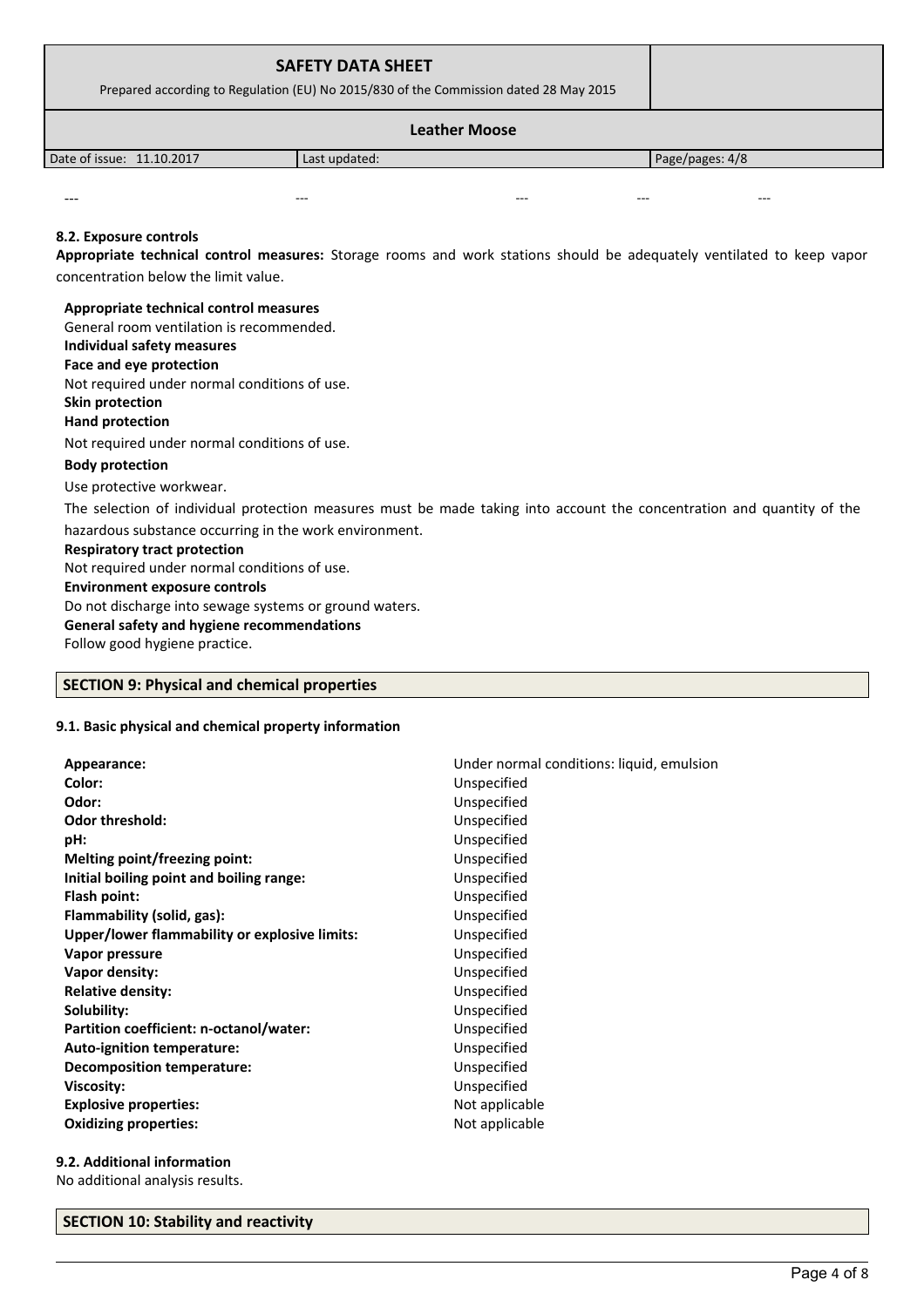---	---	---	---	---

#### 8.2. Exposure controls

**Appropriate technical control measures:** Storage rooms and work stations should be adequately ventilated to keep vapor concentration below the limit value.

**Appropriate technical control measures**
General room ventilation is recommended.
**Individual safety measures**
**Face and eye protection**
Not required under normal conditions of use.
**Skin protection**
**Hand protection**
Not required under normal conditions of use.
**Body protection**
Use protective workwear.
The selection of individual protection measures must be made taking into account the concentration and quantity of the hazardous substance occurring in the work environment.
**Respiratory tract protection**
Not required under normal conditions of use.
**Environment exposure controls**
Do not discharge into sewage systems or ground waters.
**General safety and hygiene recommendations**
Follow good hygiene practice.

## SECTION 9: Physical and chemical properties

#### 9.1. Basic physical and chemical property information

| | |
|---|---|
| **Appearance:** | Under normal conditions: liquid, emulsion |
| **Color:** | Unspecified |
| **Odor:** | Unspecified |
| **Odor threshold:** | Unspecified |
| **pH:** | Unspecified |
| **Melting point/freezing point:** | Unspecified |
| **Initial boiling point and boiling range:** | Unspecified |
| **Flash point:** | Unspecified |
| **Flammability (solid, gas):** | Unspecified |
| **Upper/lower flammability or explosive limits:** | Unspecified |
| **Vapor pressure** | Unspecified |
| **Vapor density:** | Unspecified |
| **Relative density:** | Unspecified |
| **Solubility:** | Unspecified |
| **Partition coefficient: n-octanol/water:** | Unspecified |
| **Auto-ignition temperature:** | Unspecified |
| **Decomposition temperature:** | Unspecified |
| **Viscosity:** | Unspecified |
| **Explosive properties:** | Not applicable |
| **Oxidizing properties:** | Not applicable |

#### 9.2. Additional information

No additional analysis results.

## SECTION 10: Stability and reactivity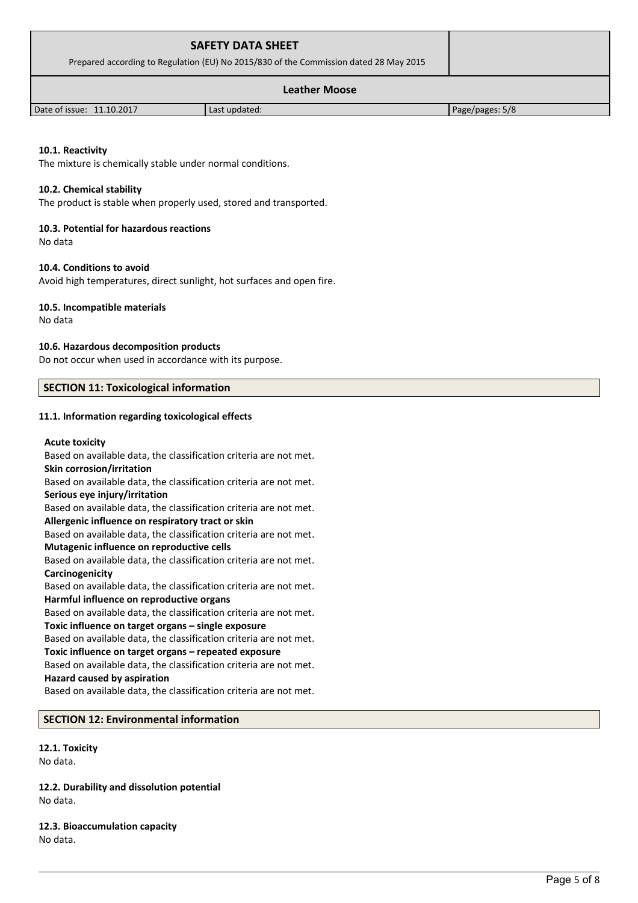### 10.1. Reactivity

The mixture is chemically stable under normal conditions.

### 10.2. Chemical stability

The product is stable when properly used, stored and transported.

### 10.3. Potential for hazardous reactions

No data

### 10.4. Conditions to avoid

Avoid high temperatures, direct sunlight, hot surfaces and open fire.

### 10.5. Incompatible materials

No data

### 10.6. Hazardous decomposition products

Do not occur when used in accordance with its purpose.

## SECTION 11: Toxicological information

### 11.1. Information regarding toxicological effects

**Acute toxicity**
Based on available data, the classification criteria are not met.
**Skin corrosion/irritation**
Based on available data, the classification criteria are not met.
**Serious eye injury/irritation**
Based on available data, the classification criteria are not met.
**Allergenic influence on respiratory tract or skin**
Based on available data, the classification criteria are not met.
**Mutagenic influence on reproductive cells**
Based on available data, the classification criteria are not met.
**Carcinogenicity**
Based on available data, the classification criteria are not met.
**Harmful influence on reproductive organs**
Based on available data, the classification criteria are not met.
**Toxic influence on target organs – single exposure**
Based on available data, the classification criteria are not met.
**Toxic influence on target organs – repeated exposure**
Based on available data, the classification criteria are not met.
**Hazard caused by aspiration**
Based on available data, the classification criteria are not met.

## SECTION 12: Environmental information

### 12.1. Toxicity

No data.

### 12.2. Durability and dissolution potential

No data.

### 12.3. Bioaccumulation capacity

No data.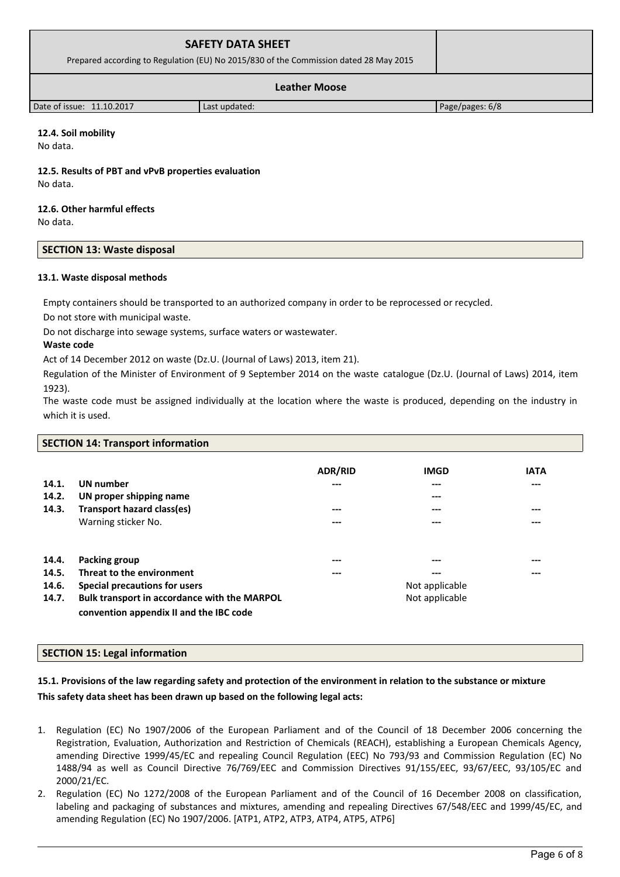#### 12.4. Soil mobility

No data.

#### 12.5. Results of PBT and vPvB properties evaluation

No data.

#### 12.6. Other harmful effects

No data.

## SECTION 13: Waste disposal

#### 13.1. Waste disposal methods

Empty containers should be transported to an authorized company in order to be reprocessed or recycled.

Do not store with municipal waste.

Do not discharge into sewage systems, surface waters or wastewater.

**Waste code**

Act of 14 December 2012 on waste (Dz.U. (Journal of Laws) 2013, item 21).

Regulation of the Minister of Environment of 9 September 2014 on the waste catalogue (Dz.U. (Journal of Laws) 2014, item 1923).

The waste code must be assigned individually at the location where the waste is produced, depending on the industry in which it is used.

## SECTION 14: Transport information

| | | ADR/RID | IMGD | IATA |
|---|---|---|---|---|
| **14.1.** | **UN number** | --- | --- | --- |
| **14.2.** | **UN proper shipping name** | | --- | |
| **14.3.** | **Transport hazard class(es)** | --- | --- | --- |
| | Warning sticker No. | --- | --- | --- |
| **14.4.** | **Packing group** | --- | --- | --- |
| **14.5.** | **Threat to the environment** | --- | --- | --- |
| **14.6.** | **Special precautions for users** | | Not applicable | |
| **14.7.** | **Bulk transport in accordance with the MARPOL convention appendix II and the IBC code** | | Not applicable | |

## SECTION 15: Legal information

**15.1. Provisions of the law regarding safety and protection of the environment in relation to the substance or mixture**
**This safety data sheet has been drawn up based on the following legal acts:**

1. Regulation (EC) No 1907/2006 of the European Parliament and of the Council of 18 December 2006 concerning the Registration, Evaluation, Authorization and Restriction of Chemicals (REACH), establishing a European Chemicals Agency, amending Directive 1999/45/EC and repealing Council Regulation (EEC) No 793/93 and Commission Regulation (EC) No 1488/94 as well as Council Directive 76/769/EEC and Commission Directives 91/155/EEC, 93/67/EEC, 93/105/EC and 2000/21/EC.
2. Regulation (EC) No 1272/2008 of the European Parliament and of the Council of 16 December 2008 on classification, labeling and packaging of substances and mixtures, amending and repealing Directives 67/548/EEC and 1999/45/EC, and amending Regulation (EC) No 1907/2006. [ATP1, ATP2, ATP3, ATP4, ATP5, ATP6]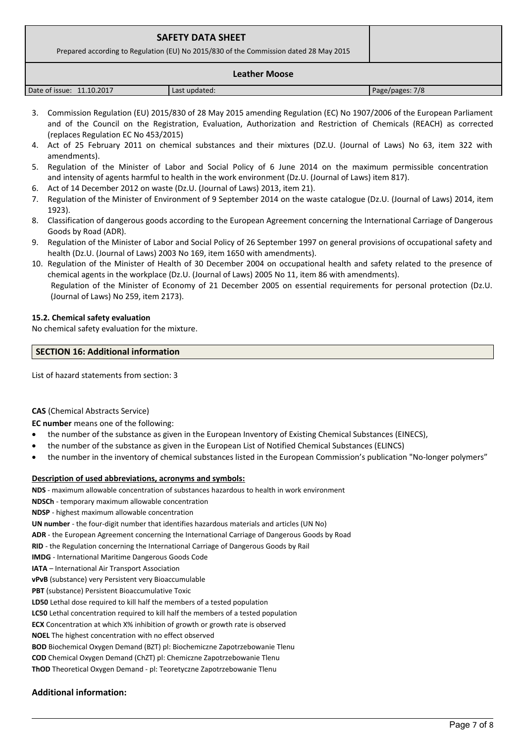3. Commission Regulation (EU) 2015/830 of 28 May 2015 amending Regulation (EC) No 1907/2006 of the European Parliament and of the Council on the Registration, Evaluation, Authorization and Restriction of Chemicals (REACH) as corrected (replaces Regulation EC No 453/2015)
4. Act of 25 February 2011 on chemical substances and their mixtures (DZ.U. (Journal of Laws) No 63, item 322 with amendments).
5. Regulation of the Minister of Labor and Social Policy of 6 June 2014 on the maximum permissible concentration and intensity of agents harmful to health in the work environment (Dz.U. (Journal of Laws) item 817).
6. Act of 14 December 2012 on waste (Dz.U. (Journal of Laws) 2013, item 21).
7. Regulation of the Minister of Environment of 9 September 2014 on the waste catalogue (Dz.U. (Journal of Laws) 2014, item 1923).
8. Classification of dangerous goods according to the European Agreement concerning the International Carriage of Dangerous Goods by Road (ADR).
9. Regulation of the Minister of Labor and Social Policy of 26 September 1997 on general provisions of occupational safety and health (Dz.U. (Journal of Laws) 2003 No 169, item 1650 with amendments).
10. Regulation of the Minister of Health of 30 December 2004 on occupational health and safety related to the presence of chemical agents in the workplace (Dz.U. (Journal of Laws) 2005 No 11, item 86 with amendments).
    Regulation of the Minister of Economy of 21 December 2005 on essential requirements for personal protection (Dz.U. (Journal of Laws) No 259, item 2173).

**15.2. Chemical safety evaluation**

No chemical safety evaluation for the mixture.

## SECTION 16: Additional information

List of hazard statements from section: 3

**CAS** (Chemical Abstracts Service)

**EC number** means one of the following:

- the number of the substance as given in the European Inventory of Existing Chemical Substances (EINECS),
- the number of the substance as given in the European List of Notified Chemical Substances (ELINCS)
- the number in the inventory of chemical substances listed in the European Commission's publication "No-longer polymers"

**Description of used abbreviations, acronyms and symbols:**

**NDS** - maximum allowable concentration of substances hazardous to health in work environment
**NDSCh** - temporary maximum allowable concentration
**NDSP** - highest maximum allowable concentration
**UN number** - the four-digit number that identifies hazardous materials and articles (UN No)
**ADR** - the European Agreement concerning the International Carriage of Dangerous Goods by Road
**RID** - the Regulation concerning the International Carriage of Dangerous Goods by Rail
**IMDG** - International Maritime Dangerous Goods Code
**IATA** – International Air Transport Association
**vPvB** (substance) very Persistent very Bioaccumulable
**PBT** (substance) Persistent Bioaccumulative Toxic
**LD50** Lethal dose required to kill half the members of a tested population
**LC50** Lethal concentration required to kill half the members of a tested population
**ECX** Concentration at which X% inhibition of growth or growth rate is observed
**NOEL** The highest concentration with no effect observed
**BOD** Biochemical Oxygen Demand (BZT) pl: Biochemiczne Zapotrzebowanie Tlenu
**COD** Chemical Oxygen Demand (ChZT) pl: Chemiczne Zapotrzebowanie Tlenu
**ThOD** Theoretical Oxygen Demand - pl: Teoretyczne Zapotrzebowanie Tlenu

### Additional information: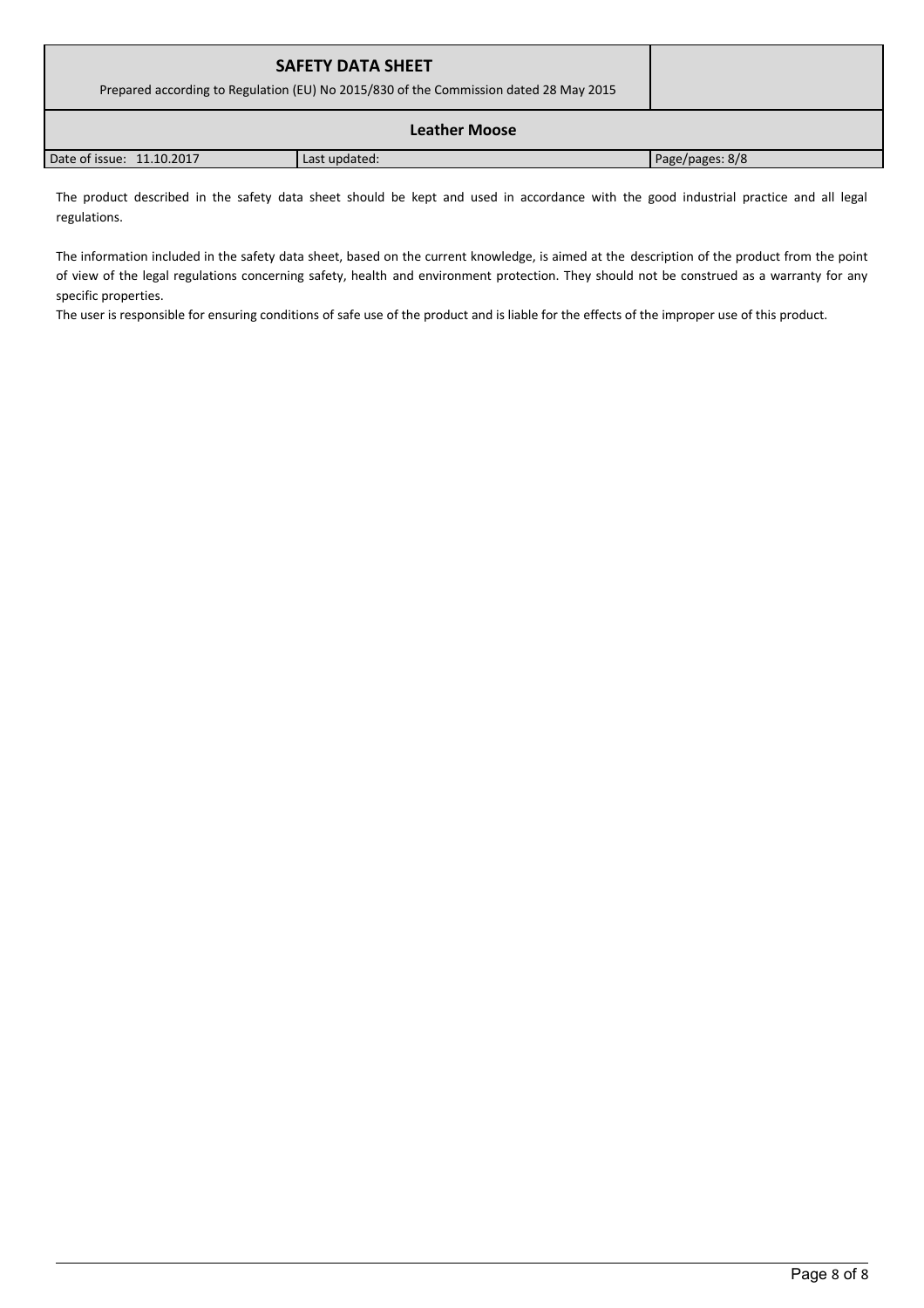The product described in the safety data sheet should be kept and used in accordance with the good industrial practice and all legal regulations.

The information included in the safety data sheet, based on the current knowledge, is aimed at the description of the product from the point of view of the legal regulations concerning safety, health and environment protection. They should not be construed as a warranty for any specific properties.

The user is responsible for ensuring conditions of safe use of the product and is liable for the effects of the improper use of this product.